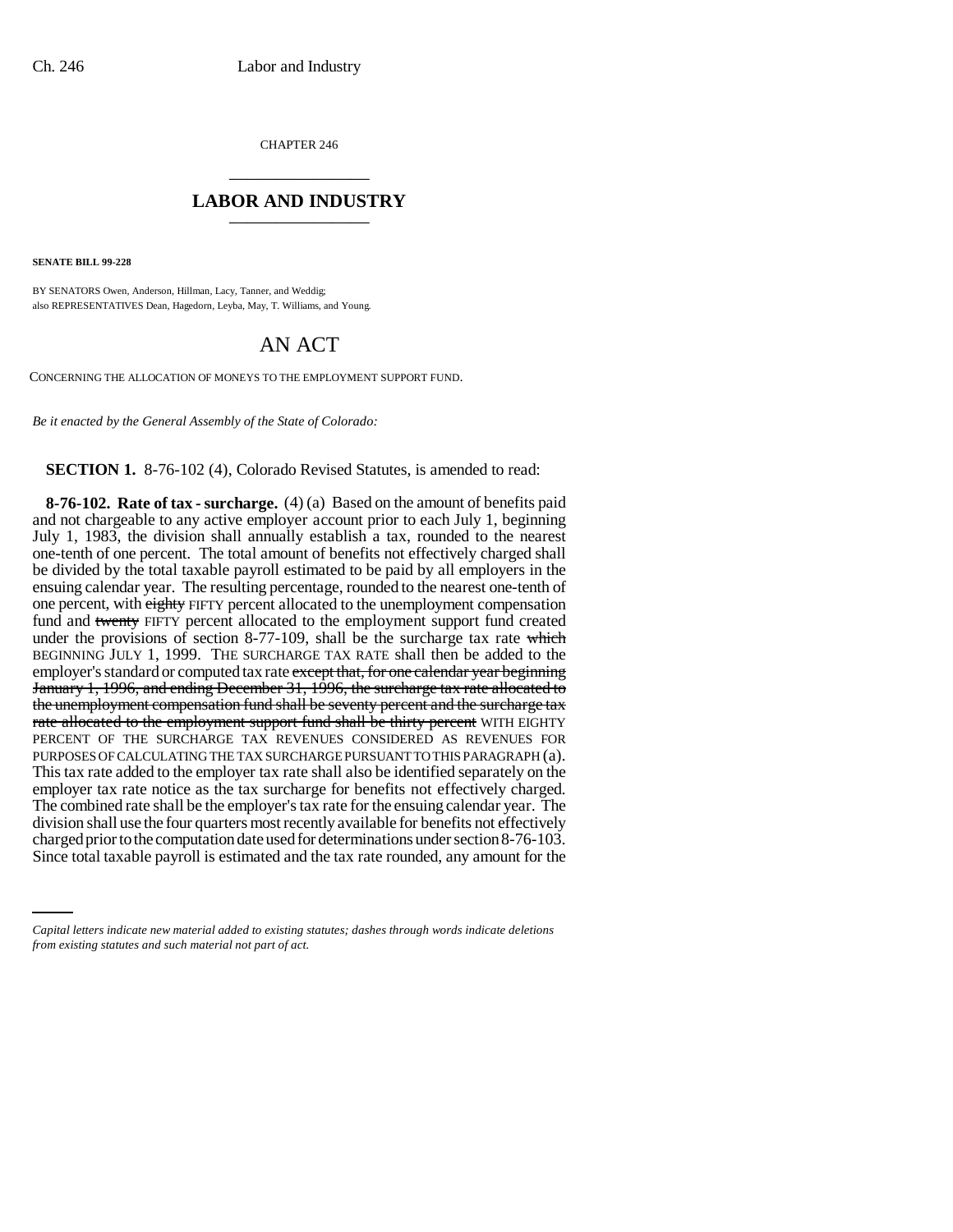CHAPTER 246

\_\_\_\_\_\_\_\_\_\_\_\_\_\_\_\_\_\_\_\_\_\_\_\_

## LABOR AND INDUSTRY

\_\_\_\_\_\_\_\_\_\_\_\_\_\_\_\_\_\_\_\_\_\_\_\_

**SENATE BILL 99-228**

BY SENATORS Owen, Anderson, Hillman, Lacy, Tanner, and Weddig;
also REPRESENTATIVES Dean, Hagedorn, Leyba, May, T. Williams, and Young.

# AN ACT

CONCERNING THE ALLOCATION OF MONEYS TO THE EMPLOYMENT SUPPORT FUND.

*Be it enacted by the General Assembly of the State of Colorado:*

**SECTION 1.** 8-76-102 (4), Colorado Revised Statutes, is amended to read:

**8-76-102. Rate of tax - surcharge.** (4) (a) Based on the amount of benefits paid and not chargeable to any active employer account prior to each July 1, beginning July 1, 1983, the division shall annually establish a tax, rounded to the nearest one-tenth of one percent. The total amount of benefits not effectively charged shall be divided by the total taxable payroll estimated to be paid by all employers in the ensuing calendar year. The resulting percentage, rounded to the nearest one-tenth of one percent, with ~~eighty~~ FIFTY percent allocated to the unemployment compensation fund and ~~twenty~~ FIFTY percent allocated to the employment support fund created under the provisions of section 8-77-109, shall be the surcharge tax rate ~~which~~ BEGINNING JULY 1, 1999. THE SURCHARGE TAX RATE shall then be added to the employer's standard or computed tax rate ~~except that, for one calendar year beginning January 1, 1996, and ending December 31, 1996, the surcharge tax rate allocated to the unemployment compensation fund shall be seventy percent and the surcharge tax rate allocated to the employment support fund shall be thirty percent~~ WITH EIGHTY PERCENT OF THE SURCHARGE TAX REVENUES CONSIDERED AS REVENUES FOR PURPOSES OF CALCULATING THE TAX SURCHARGE PURSUANT TO THIS PARAGRAPH (a). This tax rate added to the employer tax rate shall also be identified separately on the employer tax rate notice as the tax surcharge for benefits not effectively charged. The combined rate shall be the employer's tax rate for the ensuing calendar year. The division shall use the four quarters most recently available for benefits not effectively charged prior to the computation date used for determinations under section 8-76-103. Since total taxable payroll is estimated and the tax rate rounded, any amount for the

*Capital letters indicate new material added to existing statutes; dashes through words indicate deletions from existing statutes and such material not part of act.*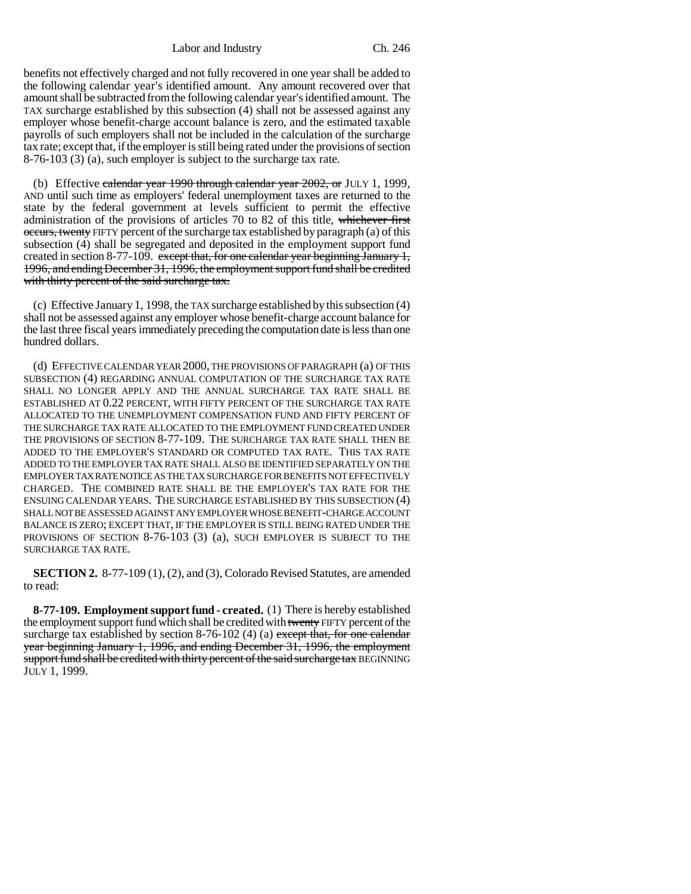benefits not effectively charged and not fully recovered in one year shall be added to the following calendar year's identified amount. Any amount recovered over that amount shall be subtracted from the following calendar year's identified amount. The TAX surcharge established by this subsection (4) shall not be assessed against any employer whose benefit-charge account balance is zero, and the estimated taxable payrolls of such employers shall not be included in the calculation of the surcharge tax rate; except that, if the employer is still being rated under the provisions of section 8-76-103 (3) (a), such employer is subject to the surcharge tax rate.

(b) Effective ~~calendar year 1990 through calendar year 2002, or~~ JULY 1, 1999, AND until such time as employers' federal unemployment taxes are returned to the state by the federal government at levels sufficient to permit the effective administration of the provisions of articles 70 to 82 of this title, ~~whichever first occurs, twenty~~ FIFTY percent of the surcharge tax established by paragraph (a) of this subsection (4) shall be segregated and deposited in the employment support fund created in section 8-77-109. ~~except that, for one calendar year beginning January 1, 1996, and ending December 31, 1996, the employment support fund shall be credited with thirty percent of the said surcharge tax.~~

(c) Effective January 1, 1998, the TAX surcharge established by this subsection (4) shall not be assessed against any employer whose benefit-charge account balance for the last three fiscal years immediately preceding the computation date is less than one hundred dollars.

(d) EFFECTIVE CALENDAR YEAR 2000, THE PROVISIONS OF PARAGRAPH (a) OF THIS SUBSECTION (4) REGARDING ANNUAL COMPUTATION OF THE SURCHARGE TAX RATE SHALL NO LONGER APPLY AND THE ANNUAL SURCHARGE TAX RATE SHALL BE ESTABLISHED AT 0.22 PERCENT, WITH FIFTY PERCENT OF THE SURCHARGE TAX RATE ALLOCATED TO THE UNEMPLOYMENT COMPENSATION FUND AND FIFTY PERCENT OF THE SURCHARGE TAX RATE ALLOCATED TO THE EMPLOYMENT FUND CREATED UNDER THE PROVISIONS OF SECTION 8-77-109. THE SURCHARGE TAX RATE SHALL THEN BE ADDED TO THE EMPLOYER'S STANDARD OR COMPUTED TAX RATE. THIS TAX RATE ADDED TO THE EMPLOYER TAX RATE SHALL ALSO BE IDENTIFIED SEPARATELY ON THE EMPLOYER TAX RATE NOTICE AS THE TAX SURCHARGE FOR BENEFITS NOT EFFECTIVELY CHARGED. THE COMBINED RATE SHALL BE THE EMPLOYER'S TAX RATE FOR THE ENSUING CALENDAR YEARS. THE SURCHARGE ESTABLISHED BY THIS SUBSECTION (4) SHALL NOT BE ASSESSED AGAINST ANY EMPLOYER WHOSE BENEFIT-CHARGE ACCOUNT BALANCE IS ZERO; EXCEPT THAT, IF THE EMPLOYER IS STILL BEING RATED UNDER THE PROVISIONS OF SECTION 8-76-103 (3) (a), SUCH EMPLOYER IS SUBJECT TO THE SURCHARGE TAX RATE.

**SECTION 2.** 8-77-109 (1), (2), and (3), Colorado Revised Statutes, are amended to read:

**8-77-109. Employment support fund - created.** (1) There is hereby established the employment support fund which shall be credited with ~~twenty~~ FIFTY percent of the surcharge tax established by section 8-76-102 (4) (a) ~~except that, for one calendar year beginning January 1, 1996, and ending December 31, 1996, the employment support fund shall be credited with thirty percent of the said surcharge tax~~ BEGINNING JULY 1, 1999.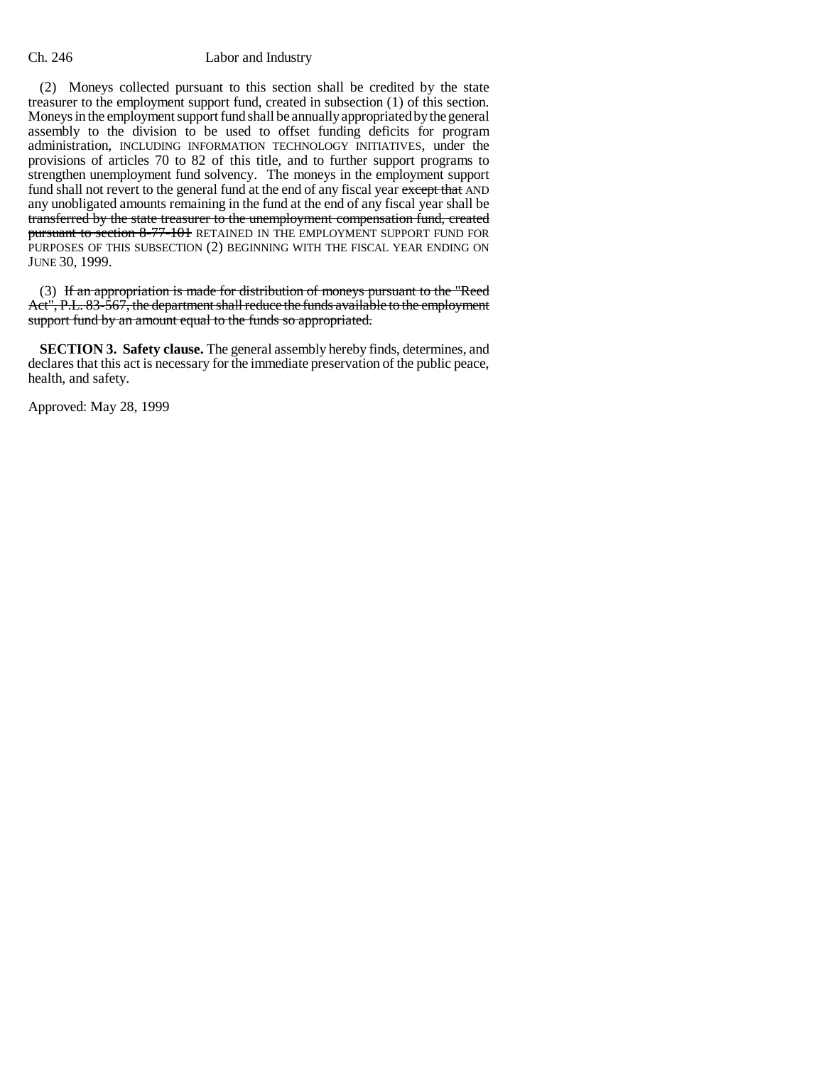(2) Moneys collected pursuant to this section shall be credited by the state treasurer to the employment support fund, created in subsection (1) of this section. Moneys in the employment support fund shall be annually appropriated by the general assembly to the division to be used to offset funding deficits for program administration, INCLUDING INFORMATION TECHNOLOGY INITIATIVES, under the provisions of articles 70 to 82 of this title, and to further support programs to strengthen unemployment fund solvency. The moneys in the employment support fund shall not revert to the general fund at the end of any fiscal year ~~except that~~ AND any unobligated amounts remaining in the fund at the end of any fiscal year shall be ~~transferred by the state treasurer to the unemployment compensation fund, created pursuant to section 8-77-101~~ RETAINED IN THE EMPLOYMENT SUPPORT FUND FOR PURPOSES OF THIS SUBSECTION (2) BEGINNING WITH THE FISCAL YEAR ENDING ON JUNE 30, 1999.

(3) ~~If an appropriation is made for distribution of moneys pursuant to the "Reed Act", P.L. 83-567, the department shall reduce the funds available to the employment support fund by an amount equal to the funds so appropriated.~~

**SECTION 3. Safety clause.** The general assembly hereby finds, determines, and declares that this act is necessary for the immediate preservation of the public peace, health, and safety.

Approved: May 28, 1999